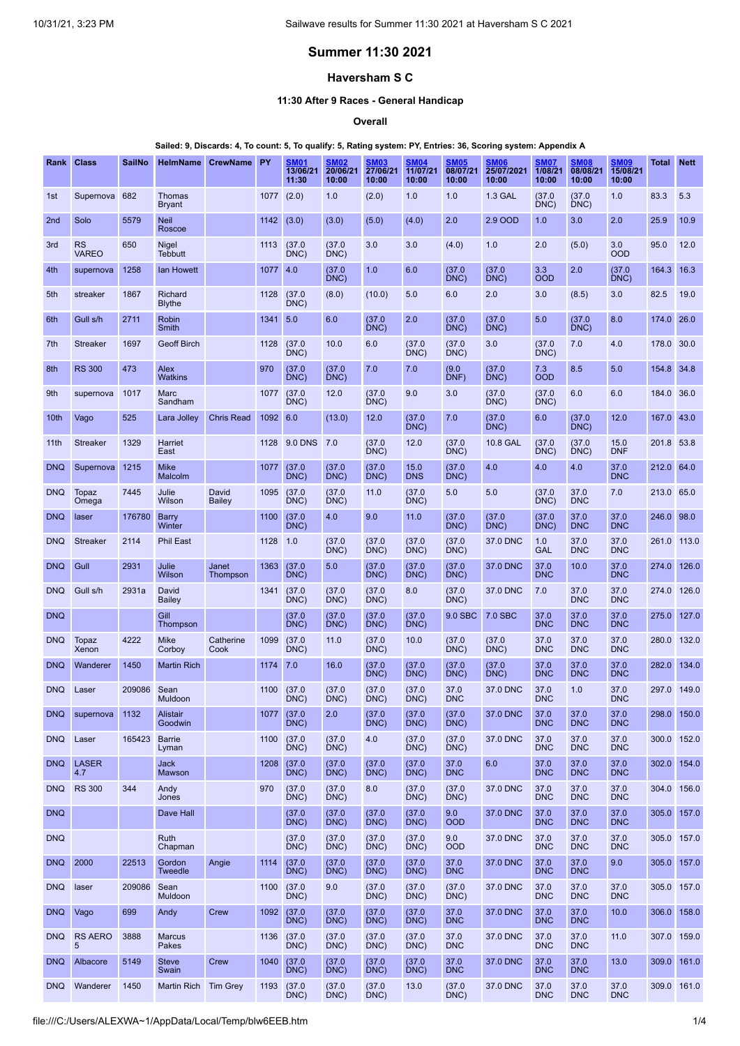# Summer 11:30 2021

## Haversham S C

### 11:30 After 9 Races - General Handicap

#### Overall

**Sailed: 9, Discards: 4, To count: 5, To qualify: 5, Rating system: PY, Entries: 36, Scoring system: Appendix A**

| Rank | Class | SailNo | HelmName | CrewName | PY | SM01 13/06/21 11:30 | SM02 20/06/21 10:00 | SM03 27/06/21 10:00 | SM04 11/07/21 10:00 | SM05 08/07/21 10:00 | SM06 25/07/2021 10:00 | SM07 1/08/21 10:00 | SM08 08/08/21 10:00 | SM09 15/08/21 10:00 | Total | Nett |
|---|---|---|---|---|---|---|---|---|---|---|---|---|---|---|---|---|
| 1st | Supernova | 682 | Thomas Bryant | | 1077 | (2.0) | 1.0 | (2.0) | 1.0 | 1.0 | 1.3 GAL | (37.0 DNC) | (37.0 DNC) | 1.0 | 83.3 | 5.3 |
| 2nd | Solo | 5579 | Neil Roscoe | | 1142 | (3.0) | (3.0) | (5.0) | (4.0) | 2.0 | 2.9 OOD | 1.0 | 3.0 | 2.0 | 25.9 | 10.9 |
| 3rd | RS VAREO | 650 | Nigel Tebbutt | | 1113 | (37.0 DNC) | (37.0 DNC) | 3.0 | 3.0 | (4.0) | 1.0 | 2.0 | (5.0) | 3.0 OOD | 95.0 | 12.0 |
| 4th | supernova | 1258 | Ian Howett | | 1077 | 4.0 | (37.0 DNC) | 1.0 | 6.0 | (37.0 DNC) | (37.0 DNC) | 3.3 OOD | 2.0 | (37.0 DNC) | 164.3 | 16.3 |
| 5th | streaker | 1867 | Richard Blythe | | 1128 | (37.0 DNC) | (8.0) | (10.0) | 5.0 | 6.0 | 2.0 | 3.0 | (8.5) | 3.0 | 82.5 | 19.0 |
| 6th | Gull s/h | 2711 | Robin Smith | | 1341 | 5.0 | 6.0 | (37.0 DNC) | 2.0 | (37.0 DNC) | (37.0 DNC) | 5.0 | (37.0 DNC) | 8.0 | 174.0 | 26.0 |
| 7th | Streaker | 1697 | Geoff Birch | | 1128 | (37.0 DNC) | 10.0 | 6.0 | (37.0 DNC) | (37.0 DNC) | 3.0 | (37.0 DNC) | 7.0 | 4.0 | 178.0 | 30.0 |
| 8th | RS 300 | 473 | Alex Watkins | | 970 | (37.0 DNC) | (37.0 DNC) | 7.0 | 7.0 | (9.0 DNF) | (37.0 DNC) | 7.3 OOD | 8.5 | 5.0 | 154.8 | 34.8 |
| 9th | supernova | 1017 | Marc Sandham | | 1077 | (37.0 DNC) | 12.0 | (37.0 DNC) | 9.0 | 3.0 | (37.0 DNC) | (37.0 DNC) | 6.0 | 6.0 | 184.0 | 36.0 |
| 10th | Vago | 525 | Lara Jolley | Chris Read | 1092 | 6.0 | (13.0) | 12.0 | (37.0 DNC) | 7.0 | (37.0 DNC) | 6.0 | (37.0 DNC) | 12.0 | 167.0 | 43.0 |
| 11th | Streaker | 1329 | Harriet East | | 1128 | 9.0 DNS | 7.0 | (37.0 DNC) | 12.0 | (37.0 DNC) | 10.8 GAL | (37.0 DNC) | (37.0 DNC) | 15.0 DNF | 201.8 | 53.8 |
| DNQ | Supernova | 1215 | Mike Malcolm | | 1077 | (37.0 DNC) | (37.0 DNC) | (37.0 DNC) | 15.0 DNS | (37.0 DNC) | 4.0 | 4.0 | 4.0 | 37.0 DNC | 212.0 | 64.0 |
| DNQ | Topaz Omega | 7445 | Julie Wilson | David Bailey | 1095 | (37.0 DNC) | (37.0 DNC) | 11.0 | (37.0 DNC) | 5.0 | 5.0 | (37.0 DNC) | 37.0 DNC | 7.0 | 213.0 | 65.0 |
| DNQ | laser | 176780 | Barry Winter | | 1100 | (37.0 DNC) | 4.0 | 9.0 | 11.0 | (37.0 DNC) | (37.0 DNC) | (37.0 DNC) | 37.0 DNC | 37.0 DNC | 246.0 | 98.0 |
| DNQ | Streaker | 2114 | Phil East | | 1128 | 1.0 | (37.0 DNC) | (37.0 DNC) | (37.0 DNC) | (37.0 DNC) | 37.0 DNC | 1.0 GAL | 37.0 DNC | 37.0 DNC | 261.0 | 113.0 |
| DNQ | Gull | 2931 | Julie Wilson | Janet Thompson | 1363 | (37.0 DNC) | 5.0 | (37.0 DNC) | (37.0 DNC) | (37.0 DNC) | 37.0 DNC | 37.0 DNC | 10.0 | 37.0 DNC | 274.0 | 126.0 |
| DNQ | Gull s/h | 2931a | David Bailey | | 1341 | (37.0 DNC) | (37.0 DNC) | (37.0 DNC) | 8.0 | (37.0 DNC) | 37.0 DNC | 7.0 | 37.0 DNC | 37.0 DNC | 274.0 | 126.0 |
| DNQ | | | Gill Thompson | | | (37.0 DNC) | (37.0 DNC) | (37.0 DNC) | (37.0 DNC) | 9.0 SBC | 7.0 SBC | 37.0 DNC | 37.0 DNC | 37.0 DNC | 275.0 | 127.0 |
| DNQ | Topaz Xenon | 4222 | Mike Corboy | Catherine Cook | 1099 | (37.0 DNC) | 11.0 | (37.0 DNC) | 10.0 | (37.0 DNC) | (37.0 DNC) | 37.0 DNC | 37.0 DNC | 37.0 DNC | 280.0 | 132.0 |
| DNQ | Wanderer | 1450 | Martin Rich | | 1174 | 7.0 | 16.0 | (37.0 DNC) | (37.0 DNC) | (37.0 DNC) | (37.0 DNC) | 37.0 DNC | 37.0 DNC | 37.0 DNC | 282.0 | 134.0 |
| DNQ | Laser | 209086 | Sean Muldoon | | 1100 | (37.0 DNC) | (37.0 DNC) | (37.0 DNC) | (37.0 DNC) | 37.0 DNC | 37.0 DNC | 37.0 DNC | 1.0 | 37.0 DNC | 297.0 | 149.0 |
| DNQ | supernova | 1132 | Alistair Goodwin | | 1077 | (37.0 DNC) | 2.0 | (37.0 DNC) | (37.0 DNC) | (37.0 DNC) | 37.0 DNC | 37.0 DNC | 37.0 DNC | 37.0 DNC | 298.0 | 150.0 |
| DNQ | Laser | 165423 | Barrie Lyman | | 1100 | (37.0 DNC) | (37.0 DNC) | 4.0 | (37.0 DNC) | (37.0 DNC) | 37.0 DNC | 37.0 DNC | 37.0 DNC | 37.0 DNC | 300.0 | 152.0 |
| DNQ | LASER 4.7 | | Jack Mawson | | 1208 | (37.0 DNC) | (37.0 DNC) | (37.0 DNC) | (37.0 DNC) | 37.0 DNC | 6.0 | 37.0 DNC | 37.0 DNC | 37.0 DNC | 302.0 | 154.0 |
| DNQ | RS 300 | 344 | Andy Jones | | 970 | (37.0 DNC) | (37.0 DNC) | 8.0 | (37.0 DNC) | (37.0 DNC) | 37.0 DNC | 37.0 DNC | 37.0 DNC | 37.0 DNC | 304.0 | 156.0 |
| DNQ | | | Dave Hall | | | (37.0 DNC) | (37.0 DNC) | (37.0 DNC) | (37.0 DNC) | 9.0 OOD | 37.0 DNC | 37.0 DNC | 37.0 DNC | 37.0 DNC | 305.0 | 157.0 |
| DNQ | | | Ruth Chapman | | | (37.0 DNC) | (37.0 DNC) | (37.0 DNC) | (37.0 DNC) | 9.0 OOD | 37.0 DNC | 37.0 DNC | 37.0 DNC | 37.0 DNC | 305.0 | 157.0 |
| DNQ | 2000 | 22513 | Gordon Tweedle | Angie | 1114 | (37.0 DNC) | (37.0 DNC) | (37.0 DNC) | (37.0 DNC) | 37.0 DNC | 37.0 DNC | 37.0 DNC | 37.0 DNC | 9.0 | 305.0 | 157.0 |
| DNQ | laser | 209086 | Sean Muldoon | | 1100 | (37.0 DNC) | 9.0 | (37.0 DNC) | (37.0 DNC) | (37.0 DNC) | 37.0 DNC | 37.0 DNC | 37.0 DNC | 37.0 DNC | 305.0 | 157.0 |
| DNQ | Vago | 699 | Andy | Crew | 1092 | (37.0 DNC) | (37.0 DNC) | (37.0 DNC) | (37.0 DNC) | 37.0 DNC | 37.0 DNC | 37.0 DNC | 37.0 DNC | 10.0 | 306.0 | 158.0 |
| DNQ | RS AERO 5 | 3888 | Marcus Pakes | | 1136 | (37.0 DNC) | (37.0 DNC) | (37.0 DNC) | (37.0 DNC) | 37.0 DNC | 37.0 DNC | 37.0 DNC | 37.0 DNC | 11.0 | 307.0 | 159.0 |
| DNQ | Albacore | 5149 | Steve Swain | Crew | 1040 | (37.0 DNC) | (37.0 DNC) | (37.0 DNC) | (37.0 DNC) | 37.0 DNC | 37.0 DNC | 37.0 DNC | 37.0 DNC | 13.0 | 309.0 | 161.0 |
| DNQ | Wanderer | 1450 | Martin Rich | Tim Grey | 1193 | (37.0 DNC) | (37.0 DNC) | (37.0 DNC) | 13.0 | (37.0 DNC) | 37.0 DNC | 37.0 DNC | 37.0 DNC | 37.0 DNC | 309.0 | 161.0 |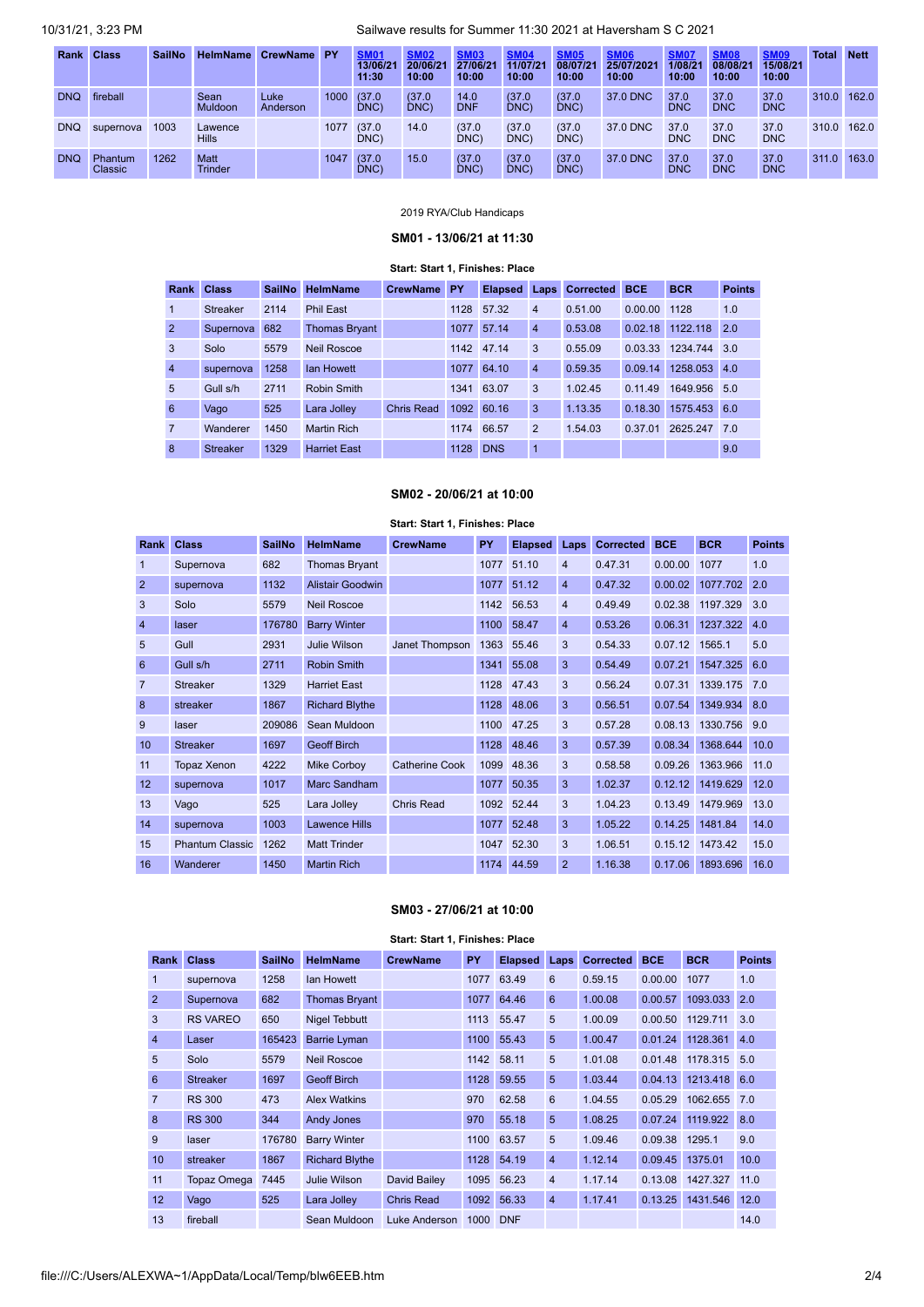| Rank | Class | SailNo | HelmName | CrewName | PY | SM01 13/06/21 11:30 | SM02 20/06/21 10:00 | SM03 27/06/21 10:00 | SM04 11/07/21 10:00 | SM05 08/07/21 10:00 | SM06 25/07/2021 10:00 | SM07 1/08/21 10:00 | SM08 08/08/21 10:00 | SM09 15/08/21 10:00 | Total | Nett |
|---|---|---|---|---|---|---|---|---|---|---|---|---|---|---|---|---|
| DNQ | fireball | | Sean Muldoon | Luke Anderson | 1000 | (37.0 DNC) | (37.0 DNC) | 14.0 DNF | (37.0 DNC) | (37.0 DNC) | 37.0 DNC | 37.0 DNC | 37.0 DNC | 37.0 DNC | 310.0 | 162.0 |
| DNQ | supernova | 1003 | Lawence Hills | | 1077 | (37.0 DNC) | 14.0 | (37.0 DNC) | (37.0 DNC) | (37.0 DNC) | 37.0 DNC | 37.0 DNC | 37.0 DNC | 37.0 DNC | 310.0 | 162.0 |
| DNQ | Phantum Classic | 1262 | Matt Trinder | | 1047 | (37.0 DNC) | 15.0 | (37.0 DNC) | (37.0 DNC) | (37.0 DNC) | 37.0 DNC | 37.0 DNC | 37.0 DNC | 37.0 DNC | 311.0 | 163.0 |

2019 RYA/Club Handicaps

### SM01 - 13/06/21 at 11:30

**Start: Start 1, Finishes: Place**

| Rank | Class | SailNo | HelmName | CrewName | PY | Elapsed | Laps | Corrected | BCE | BCR | Points |
|---|---|---|---|---|---|---|---|---|---|---|---|
| 1 | Streaker | 2114 | Phil East | | 1128 | 57.32 | 4 | 0.51.00 | 0.00.00 | 1128 | 1.0 |
| 2 | Supernova | 682 | Thomas Bryant | | 1077 | 57.14 | 4 | 0.53.08 | 0.02.18 | 1122.118 | 2.0 |
| 3 | Solo | 5579 | Neil Roscoe | | 1142 | 47.14 | 3 | 0.55.09 | 0.03.33 | 1234.744 | 3.0 |
| 4 | supernova | 1258 | Ian Howett | | 1077 | 64.10 | 4 | 0.59.35 | 0.09.14 | 1258.053 | 4.0 |
| 5 | Gull s/h | 2711 | Robin Smith | | 1341 | 63.07 | 3 | 1.02.45 | 0.11.49 | 1649.956 | 5.0 |
| 6 | Vago | 525 | Lara Jolley | Chris Read | 1092 | 60.16 | 3 | 1.13.35 | 0.18.30 | 1575.453 | 6.0 |
| 7 | Wanderer | 1450 | Martin Rich | | 1174 | 66.57 | 2 | 1.54.03 | 0.37.01 | 2625.247 | 7.0 |
| 8 | Streaker | 1329 | Harriet East | | 1128 | DNS | 1 | | | | 9.0 |

### SM02 - 20/06/21 at 10:00

**Start: Start 1, Finishes: Place**

| Rank | Class | SailNo | HelmName | CrewName | PY | Elapsed | Laps | Corrected | BCE | BCR | Points |
|---|---|---|---|---|---|---|---|---|---|---|---|
| 1 | Supernova | 682 | Thomas Bryant | | 1077 | 51.10 | 4 | 0.47.31 | 0.00.00 | 1077 | 1.0 |
| 2 | supernova | 1132 | Alistair Goodwin | | 1077 | 51.12 | 4 | 0.47.32 | 0.00.02 | 1077.702 | 2.0 |
| 3 | Solo | 5579 | Neil Roscoe | | 1142 | 56.53 | 4 | 0.49.49 | 0.02.38 | 1197.329 | 3.0 |
| 4 | laser | 176780 | Barry Winter | | 1100 | 58.47 | 4 | 0.53.26 | 0.06.31 | 1237.322 | 4.0 |
| 5 | Gull | 2931 | Julie Wilson | Janet Thompson | 1363 | 55.46 | 3 | 0.54.33 | 0.07.12 | 1565.1 | 5.0 |
| 6 | Gull s/h | 2711 | Robin Smith | | 1341 | 55.08 | 3 | 0.54.49 | 0.07.21 | 1547.325 | 6.0 |
| 7 | Streaker | 1329 | Harriet East | | 1128 | 47.43 | 3 | 0.56.24 | 0.07.31 | 1339.175 | 7.0 |
| 8 | streaker | 1867 | Richard Blythe | | 1128 | 48.06 | 3 | 0.56.51 | 0.07.54 | 1349.934 | 8.0 |
| 9 | laser | 209086 | Sean Muldoon | | 1100 | 47.25 | 3 | 0.57.28 | 0.08.13 | 1330.756 | 9.0 |
| 10 | Streaker | 1697 | Geoff Birch | | 1128 | 48.46 | 3 | 0.57.39 | 0.08.34 | 1368.644 | 10.0 |
| 11 | Topaz Xenon | 4222 | Mike Corboy | Catherine Cook | 1099 | 48.36 | 3 | 0.58.58 | 0.09.26 | 1363.966 | 11.0 |
| 12 | supernova | 1017 | Marc Sandham | | 1077 | 50.35 | 3 | 1.02.37 | 0.12.12 | 1419.629 | 12.0 |
| 13 | Vago | 525 | Lara Jolley | Chris Read | 1092 | 52.44 | 3 | 1.04.23 | 0.13.49 | 1479.969 | 13.0 |
| 14 | supernova | 1003 | Lawence Hills | | 1077 | 52.48 | 3 | 1.05.22 | 0.14.25 | 1481.84 | 14.0 |
| 15 | Phantum Classic | 1262 | Matt Trinder | | 1047 | 52.30 | 3 | 1.06.51 | 0.15.12 | 1473.42 | 15.0 |
| 16 | Wanderer | 1450 | Martin Rich | | 1174 | 44.59 | 2 | 1.16.38 | 0.17.06 | 1893.696 | 16.0 |

### SM03 - 27/06/21 at 10:00

**Start: Start 1, Finishes: Place**

| Rank | Class | SailNo | HelmName | CrewName | PY | Elapsed | Laps | Corrected | BCE | BCR | Points |
|---|---|---|---|---|---|---|---|---|---|---|---|
| 1 | supernova | 1258 | Ian Howett | | 1077 | 63.49 | 6 | 0.59.15 | 0.00.00 | 1077 | 1.0 |
| 2 | Supernova | 682 | Thomas Bryant | | 1077 | 64.46 | 6 | 1.00.08 | 0.00.57 | 1093.033 | 2.0 |
| 3 | RS VAREO | 650 | Nigel Tebbutt | | 1113 | 55.47 | 5 | 1.00.09 | 0.00.50 | 1129.711 | 3.0 |
| 4 | Laser | 165423 | Barrie Lyman | | 1100 | 55.43 | 5 | 1.00.47 | 0.01.24 | 1128.361 | 4.0 |
| 5 | Solo | 5579 | Neil Roscoe | | 1142 | 58.11 | 5 | 1.01.08 | 0.01.48 | 1178.315 | 5.0 |
| 6 | Streaker | 1697 | Geoff Birch | | 1128 | 59.55 | 5 | 1.03.44 | 0.04.13 | 1213.418 | 6.0 |
| 7 | RS 300 | 473 | Alex Watkins | | 970 | 62.58 | 6 | 1.04.55 | 0.05.29 | 1062.655 | 7.0 |
| 8 | RS 300 | 344 | Andy Jones | | 970 | 55.18 | 5 | 1.08.25 | 0.07.24 | 1119.922 | 8.0 |
| 9 | laser | 176780 | Barry Winter | | 1100 | 63.57 | 5 | 1.09.46 | 0.09.38 | 1295.1 | 9.0 |
| 10 | streaker | 1867 | Richard Blythe | | 1128 | 54.19 | 4 | 1.12.14 | 0.09.45 | 1375.01 | 10.0 |
| 11 | Topaz Omega | 7445 | Julie Wilson | David Bailey | 1095 | 56.23 | 4 | 1.17.14 | 0.13.08 | 1427.327 | 11.0 |
| 12 | Vago | 525 | Lara Jolley | Chris Read | 1092 | 56.33 | 4 | 1.17.41 | 0.13.25 | 1431.546 | 12.0 |
| 13 | fireball | | Sean Muldoon | Luke Anderson | 1000 | DNF | | | | | 14.0 |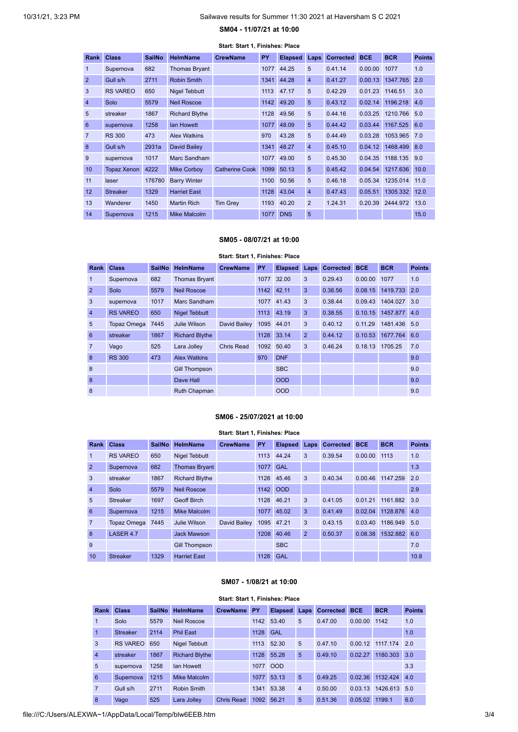### SM04 - 11/07/21 at 10:00

**Start: Start 1, Finishes: Place**

| Rank | Class | SailNo | HelmName | CrewName | PY | Elapsed | Laps | Corrected | BCE | BCR | Points |
|---|---|---|---|---|---|---|---|---|---|---|---|
| 1 | Supernova | 682 | Thomas Bryant | | 1077 | 44.25 | 5 | 0.41.14 | 0.00.00 | 1077 | 1.0 |
| 2 | Gull s/h | 2711 | Robin Smith | | 1341 | 44.28 | 4 | 0.41.27 | 0.00.13 | 1347.765 | 2.0 |
| 3 | RS VAREO | 650 | Nigel Tebbutt | | 1113 | 47.17 | 5 | 0.42.29 | 0.01.23 | 1146.51 | 3.0 |
| 4 | Solo | 5579 | Neil Roscoe | | 1142 | 49.20 | 5 | 0.43.12 | 0.02.14 | 1196.218 | 4.0 |
| 5 | streaker | 1867 | Richard Blythe | | 1128 | 49.56 | 5 | 0.44.16 | 0.03.25 | 1210.766 | 5.0 |
| 6 | supernova | 1258 | Ian Howett | | 1077 | 48.09 | 5 | 0.44.42 | 0.03.44 | 1167.525 | 6.0 |
| 7 | RS 300 | 473 | Alex Watkins | | 970 | 43.28 | 5 | 0.44.49 | 0.03.28 | 1053.965 | 7.0 |
| 8 | Gull s/h | 2931a | David Bailey | | 1341 | 48.27 | 4 | 0.45.10 | 0.04.12 | 1468.499 | 8.0 |
| 9 | supernova | 1017 | Marc Sandham | | 1077 | 49.00 | 5 | 0.45.30 | 0.04.35 | 1188.135 | 9.0 |
| 10 | Topaz Xenon | 4222 | Mike Corboy | Catherine Cook | 1099 | 50.13 | 5 | 0.45.42 | 0.04.54 | 1217.636 | 10.0 |
| 11 | laser | 176780 | Barry Winter | | 1100 | 50.56 | 5 | 0.46.18 | 0.05.34 | 1235.014 | 11.0 |
| 12 | Streaker | 1329 | Harriet East | | 1128 | 43.04 | 4 | 0.47.43 | 0.05.51 | 1305.332 | 12.0 |
| 13 | Wanderer | 1450 | Martin Rich | Tim Grey | 1193 | 40.20 | 2 | 1.24.31 | 0.20.39 | 2444.972 | 13.0 |
| 14 | Supernova | 1215 | Mike Malcolm | | 1077 | DNS | 5 | | | | 15.0 |

### SM05 - 08/07/21 at 10:00

**Start: Start 1, Finishes: Place**

| Rank | Class | SailNo | HelmName | CrewName | PY | Elapsed | Laps | Corrected | BCE | BCR | Points |
|---|---|---|---|---|---|---|---|---|---|---|---|
| 1 | Supernova | 682 | Thomas Bryant | | 1077 | 32.00 | 3 | 0.29.43 | 0.00.00 | 1077 | 1.0 |
| 2 | Solo | 5579 | Neil Roscoe | | 1142 | 42.11 | 3 | 0.36.56 | 0.08.15 | 1419.733 | 2.0 |
| 3 | supernova | 1017 | Marc Sandham | | 1077 | 41.43 | 3 | 0.38.44 | 0.09.43 | 1404.027 | 3.0 |
| 4 | RS VAREO | 650 | Nigel Tebbutt | | 1113 | 43.19 | 3 | 0.38.55 | 0.10.15 | 1457.877 | 4.0 |
| 5 | Topaz Omega | 7445 | Julie Wilson | David Bailey | 1095 | 44.01 | 3 | 0.40.12 | 0.11.29 | 1481.436 | 5.0 |
| 6 | streaker | 1867 | Richard Blythe | | 1128 | 33.14 | 2 | 0.44.12 | 0.10.53 | 1677.764 | 6.0 |
| 7 | Vago | 525 | Lara Jolley | Chris Read | 1092 | 50.40 | 3 | 0.46.24 | 0.18.13 | 1705.25 | 7.0 |
| 8 | RS 300 | 473 | Alex Watkins | | 970 | DNF | | | | | 9.0 |
| 8 | | | Gill Thompson | | | SBC | | | | | 9.0 |
| 8 | | | Dave Hall | | | OOD | | | | | 9.0 |
| 8 | | | Ruth Chapman | | | OOD | | | | | 9.0 |

### SM06 - 25/07/2021 at 10:00

**Start: Start 1, Finishes: Place**

| Rank | Class | SailNo | HelmName | CrewName | PY | Elapsed | Laps | Corrected | BCE | BCR | Points |
|---|---|---|---|---|---|---|---|---|---|---|---|
| 1 | RS VAREO | 650 | Nigel Tebbutt | | 1113 | 44.24 | 3 | 0.39.54 | 0.00.00 | 1113 | 1.0 |
| 2 | Supernova | 682 | Thomas Bryant | | 1077 | GAL | | | | | 1.3 |
| 3 | streaker | 1867 | Richard Blythe | | 1128 | 45.46 | 3 | 0.40.34 | 0.00.46 | 1147.259 | 2.0 |
| 4 | Solo | 5579 | Neil Roscoe | | 1142 | OOD | | | | | 2.9 |
| 5 | Streaker | 1697 | Geoff Birch | | 1128 | 46.21 | 3 | 0.41.05 | 0.01.21 | 1161.882 | 3.0 |
| 6 | Supernova | 1215 | Mike Malcolm | | 1077 | 45.02 | 3 | 0.41.49 | 0.02.04 | 1128.876 | 4.0 |
| 7 | Topaz Omega | 7445 | Julie Wilson | David Bailey | 1095 | 47.21 | 3 | 0.43.15 | 0.03.40 | 1186.949 | 5.0 |
| 8 | LASER 4.7 | | Jack Mawson | | 1208 | 40.46 | 2 | 0.50.37 | 0.08.38 | 1532.882 | 6.0 |
| 9 | | | Gill Thompson | | | SBC | | | | | 7.0 |
| 10 | Streaker | 1329 | Harriet East | | 1128 | GAL | | | | | 10.8 |

### SM07 - 1/08/21 at 10:00

**Start: Start 1, Finishes: Place**

| Rank | Class | SailNo | HelmName | CrewName | PY | Elapsed | Laps | Corrected | BCE | BCR | Points |
|---|---|---|---|---|---|---|---|---|---|---|---|
| 1 | Solo | 5579 | Neil Roscoe | | 1142 | 53.40 | 5 | 0.47.00 | 0.00.00 | 1142 | 1.0 |
| 1 | Streaker | 2114 | Phil East | | 1128 | GAL | | | | | 1.0 |
| 3 | RS VAREO | 650 | Nigel Tebbutt | | 1113 | 52.30 | 5 | 0.47.10 | 0.00.12 | 1117.174 | 2.0 |
| 4 | streaker | 1867 | Richard Blythe | | 1128 | 55.28 | 5 | 0.49.10 | 0.02.27 | 1180.303 | 3.0 |
| 5 | supernova | 1258 | Ian Howett | | 1077 | OOD | | | | | 3.3 |
| 6 | Supernova | 1215 | Mike Malcolm | | 1077 | 53.13 | 5 | 0.49.25 | 0.02.36 | 1132.424 | 4.0 |
| 7 | Gull s/h | 2711 | Robin Smith | | 1341 | 53.38 | 4 | 0.50.00 | 0.03.13 | 1426.613 | 5.0 |
| 8 | Vago | 525 | Lara Jolley | Chris Read | 1092 | 56.21 | 5 | 0.51.36 | 0.05.02 | 1199.1 | 6.0 |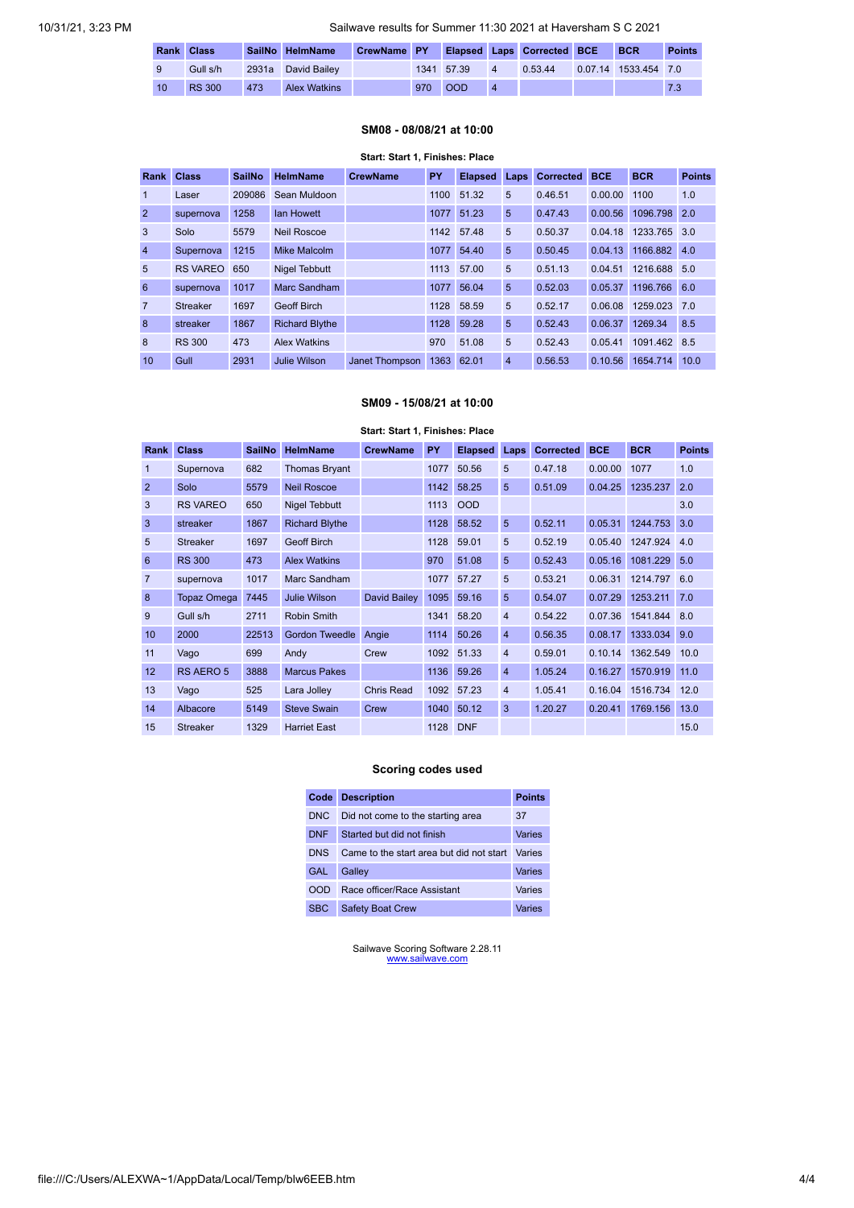| Rank | Class | SailNo | HelmName | CrewName | PY | Elapsed | Laps | Corrected | BCE | BCR | Points |
|---|---|---|---|---|---|---|---|---|---|---|---|
| 9 | Gull s/h | 2931a | David Bailey | | 1341 | 57.39 | 4 | 0.53.44 | 0.07.14 | 1533.454 | 7.0 |
| 10 | RS 300 | 473 | Alex Watkins | | 970 | OOD | 4 | | | | 7.3 |

### SM08 - 08/08/21 at 10:00

**Start: Start 1, Finishes: Place**

| Rank | Class | SailNo | HelmName | CrewName | PY | Elapsed | Laps | Corrected | BCE | BCR | Points |
|---|---|---|---|---|---|---|---|---|---|---|---|
| 1 | Laser | 209086 | Sean Muldoon | | 1100 | 51.32 | 5 | 0.46.51 | 0.00.00 | 1100 | 1.0 |
| 2 | supernova | 1258 | Ian Howett | | 1077 | 51.23 | 5 | 0.47.43 | 0.00.56 | 1096.798 | 2.0 |
| 3 | Solo | 5579 | Neil Roscoe | | 1142 | 57.48 | 5 | 0.50.37 | 0.04.18 | 1233.765 | 3.0 |
| 4 | Supernova | 1215 | Mike Malcolm | | 1077 | 54.40 | 5 | 0.50.45 | 0.04.13 | 1166.882 | 4.0 |
| 5 | RS VAREO | 650 | Nigel Tebbutt | | 1113 | 57.00 | 5 | 0.51.13 | 0.04.51 | 1216.688 | 5.0 |
| 6 | supernova | 1017 | Marc Sandham | | 1077 | 56.04 | 5 | 0.52.03 | 0.05.37 | 1196.766 | 6.0 |
| 7 | Streaker | 1697 | Geoff Birch | | 1128 | 58.59 | 5 | 0.52.17 | 0.06.08 | 1259.023 | 7.0 |
| 8 | streaker | 1867 | Richard Blythe | | 1128 | 59.28 | 5 | 0.52.43 | 0.06.37 | 1269.34 | 8.5 |
| 8 | RS 300 | 473 | Alex Watkins | | 970 | 51.08 | 5 | 0.52.43 | 0.05.41 | 1091.462 | 8.5 |
| 10 | Gull | 2931 | Julie Wilson | Janet Thompson | 1363 | 62.01 | 4 | 0.56.53 | 0.10.56 | 1654.714 | 10.0 |

### SM09 - 15/08/21 at 10:00

**Start: Start 1, Finishes: Place**

| Rank | Class | SailNo | HelmName | CrewName | PY | Elapsed | Laps | Corrected | BCE | BCR | Points |
|---|---|---|---|---|---|---|---|---|---|---|---|
| 1 | Supernova | 682 | Thomas Bryant | | 1077 | 50.56 | 5 | 0.47.18 | 0.00.00 | 1077 | 1.0 |
| 2 | Solo | 5579 | Neil Roscoe | | 1142 | 58.25 | 5 | 0.51.09 | 0.04.25 | 1235.237 | 2.0 |
| 3 | RS VAREO | 650 | Nigel Tebbutt | | 1113 | OOD | | | | | 3.0 |
| 3 | streaker | 1867 | Richard Blythe | | 1128 | 58.52 | 5 | 0.52.11 | 0.05.31 | 1244.753 | 3.0 |
| 5 | Streaker | 1697 | Geoff Birch | | 1128 | 59.01 | 5 | 0.52.19 | 0.05.40 | 1247.924 | 4.0 |
| 6 | RS 300 | 473 | Alex Watkins | | 970 | 51.08 | 5 | 0.52.43 | 0.05.16 | 1081.229 | 5.0 |
| 7 | supernova | 1017 | Marc Sandham | | 1077 | 57.27 | 5 | 0.53.21 | 0.06.31 | 1214.797 | 6.0 |
| 8 | Topaz Omega | 7445 | Julie Wilson | David Bailey | 1095 | 59.16 | 5 | 0.54.07 | 0.07.29 | 1253.211 | 7.0 |
| 9 | Gull s/h | 2711 | Robin Smith | | 1341 | 58.20 | 4 | 0.54.22 | 0.07.36 | 1541.844 | 8.0 |
| 10 | 2000 | 22513 | Gordon Tweedle | Angie | 1114 | 50.26 | 4 | 0.56.35 | 0.08.17 | 1333.034 | 9.0 |
| 11 | Vago | 699 | Andy | Crew | 1092 | 51.33 | 4 | 0.59.01 | 0.10.14 | 1362.549 | 10.0 |
| 12 | RS AERO 5 | 3888 | Marcus Pakes | | 1136 | 59.26 | 4 | 1.05.24 | 0.16.27 | 1570.919 | 11.0 |
| 13 | Vago | 525 | Lara Jolley | Chris Read | 1092 | 57.23 | 4 | 1.05.41 | 0.16.04 | 1516.734 | 12.0 |
| 14 | Albacore | 5149 | Steve Swain | Crew | 1040 | 50.12 | 3 | 1.20.27 | 0.20.41 | 1769.156 | 13.0 |
| 15 | Streaker | 1329 | Harriet East | | 1128 | DNF | | | | | 15.0 |

### Scoring codes used

| Code | Description | Points |
|---|---|---|
| DNC | Did not come to the starting area | 37 |
| DNF | Started but did not finish | Varies |
| DNS | Came to the start area but did not start | Varies |
| GAL | Galley | Varies |
| OOD | Race officer/Race Assistant | Varies |
| SBC | Safety Boat Crew | Varies |

Sailwave Scoring Software 2.28.11
www.sailwave.com